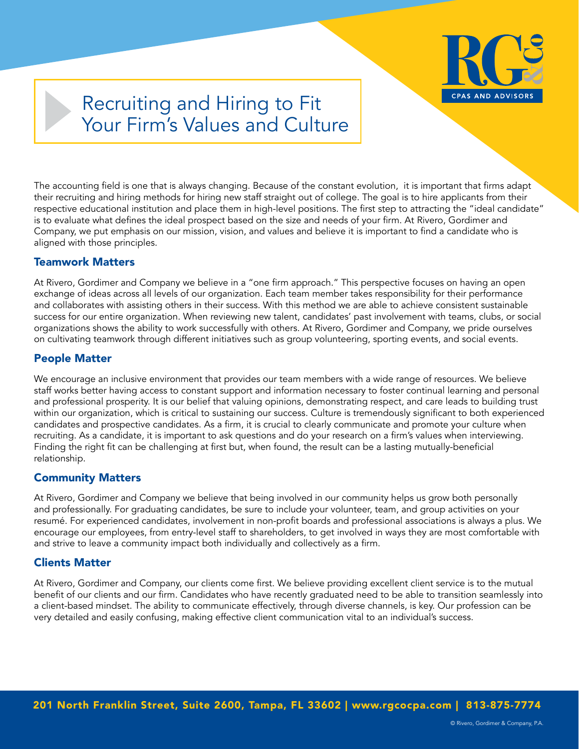# Recruiting and Hiring to Fit Your Firm's Values and Culture

The accounting field is one that is always changing. Because of the constant evolution, it is important that firms adapt their recruiting and hiring methods for hiring new staff straight out of college. The goal is to hire applicants from their respective educational institution and place them in high-level positions. The first step to attracting the "ideal candidate" is to evaluate what defines the ideal prospect based on the size and needs of your firm. At Rivero, Gordimer and Company, we put emphasis on our mission, vision, and values and believe it is important to find a candidate who is aligned with those principles.

## Teamwork Matters

At Rivero, Gordimer and Company we believe in a "one firm approach." This perspective focuses on having an open exchange of ideas across all levels of our organization. Each team member takes responsibility for their performance and collaborates with assisting others in their success. With this method we are able to achieve consistent sustainable success for our entire organization. When reviewing new talent, candidates' past involvement with teams, clubs, or social organizations shows the ability to work successfully with others. At Rivero, Gordimer and Company, we pride ourselves on cultivating teamwork through different initiatives such as group volunteering, sporting events, and social events.

## People Matter

We encourage an inclusive environment that provides our team members with a wide range of resources. We believe staff works better having access to constant support and information necessary to foster continual learning and personal and professional prosperity. It is our belief that valuing opinions, demonstrating respect, and care leads to building trust within our organization, which is critical to sustaining our success. Culture is tremendously significant to both experienced candidates and prospective candidates. As a firm, it is crucial to clearly communicate and promote your culture when recruiting. As a candidate, it is important to ask questions and do your research on a firm's values when interviewing. Finding the right fit can be challenging at first but, when found, the result can be a lasting mutually-beneficial relationship.

## Community Matters

At Rivero, Gordimer and Company we believe that being involved in our community helps us grow both personally and professionally. For graduating candidates, be sure to include your volunteer, team, and group activities on your resumé. For experienced candidates, involvement in non-profit boards and professional associations is always a plus. We encourage our employees, from entry-level staff to shareholders, to get involved in ways they are most comfortable with and strive to leave a community impact both individually and collectively as a firm.

## Clients Matter

At Rivero, Gordimer and Company, our clients come first. We believe providing excellent client service is to the mutual benefit of our clients and our firm. Candidates who have recently graduated need to be able to transition seamlessly into a client-based mindset. The ability to communicate effectively, through diverse channels, is key. Our profession can be very detailed and easily confusing, making effective client communication vital to an individual's success.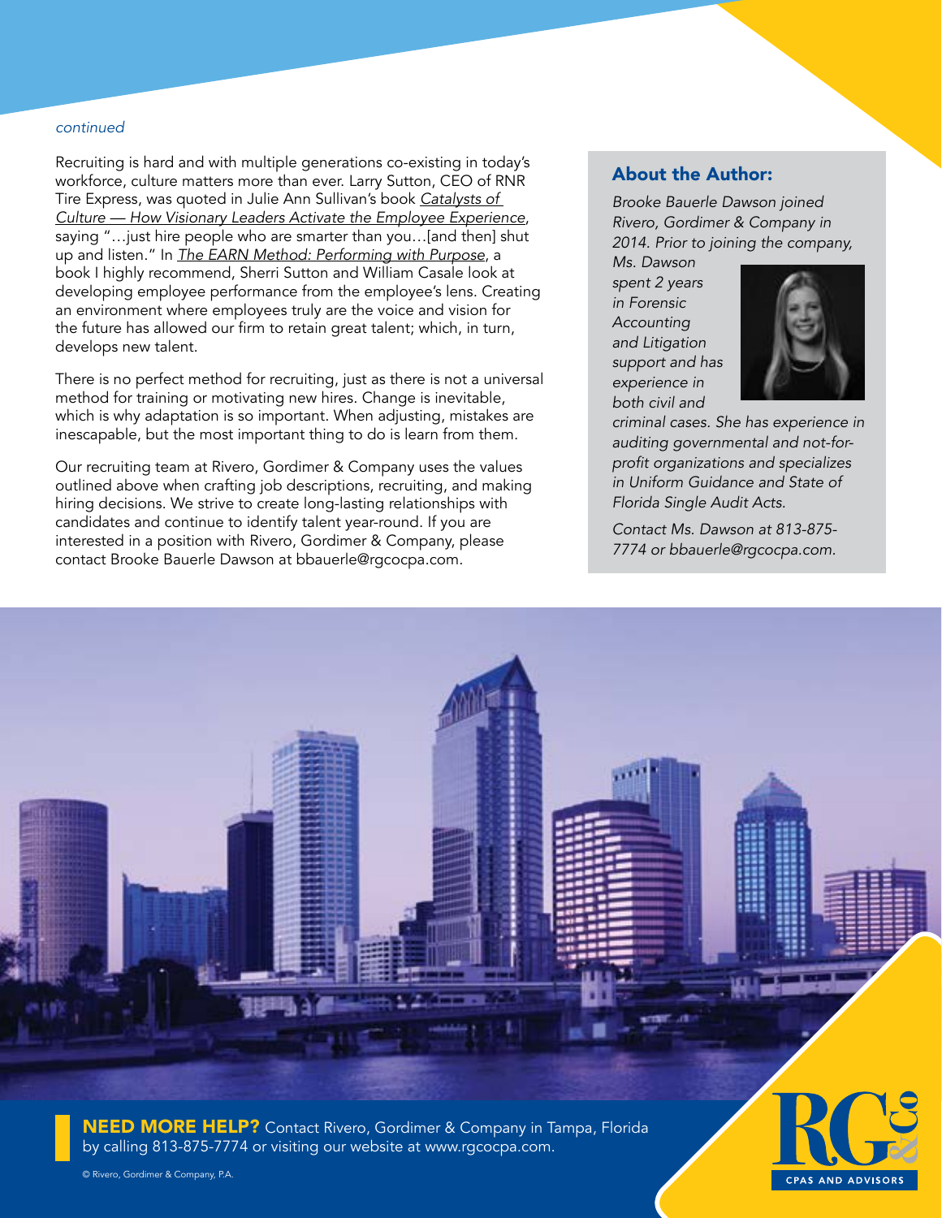*continued*

Recruiting is hard and with multiple generations co-existing in today's workforce, culture matters more than ever. Larry Sutton, CEO of RNR Tire Express, was quoted in Julie Ann Sullivan's book *Catalysts of Culture — How Visionary Leaders Activate the Employee Experience*, saying "…just hire people who are smarter than you…[and then] shut up and listen." In *The EARN Method: Performing with Purpose*, a book I highly recommend, Sherri Sutton and William Casale look at developing employee performance from the employee's lens. Creating an environment where employees truly are the voice and vision for the future has allowed our firm to retain great talent; which, in turn, develops new talent.

There is no perfect method for recruiting, just as there is not a universal method for training or motivating new hires. Change is inevitable, which is why adaptation is so important. When adjusting, mistakes are inescapable, but the most important thing to do is learn from them.

Our recruiting team at Rivero, Gordimer & Company uses the values outlined above when crafting job descriptions, recruiting, and making hiring decisions. We strive to create long-lasting relationships with candidates and continue to identify talent year-round. If you are interested in a position with Rivero, Gordimer & Company, please contact Brooke Bauerle Dawson at bbauerle@rgcocpa.com.

## About the Author:

*Brooke Bauerle Dawson joined Rivero, Gordimer & Company in 2014. Prior to joining the company, Ms. Dawson spent 2 years in Forensic Accounting and Litigation support and has experience in both civil and criminal cases. She has experience in auditing governmental and not-for-profit organizations and specializes in Uniform Guidance and State of Florida Single Audit Acts.*

*Contact Ms. Dawson at 813-875-7774 or bbauerle@rgcocpa.com.*

**NEED MORE HELP?** Contact Rivero, Gordimer & Company in Tampa, Florida by calling 813-875-7774 or visiting our website at www.rgcocpa.com.

© Rivero, Gordimer & Company, P.A.

RG&Co CPAS AND ADVISORS